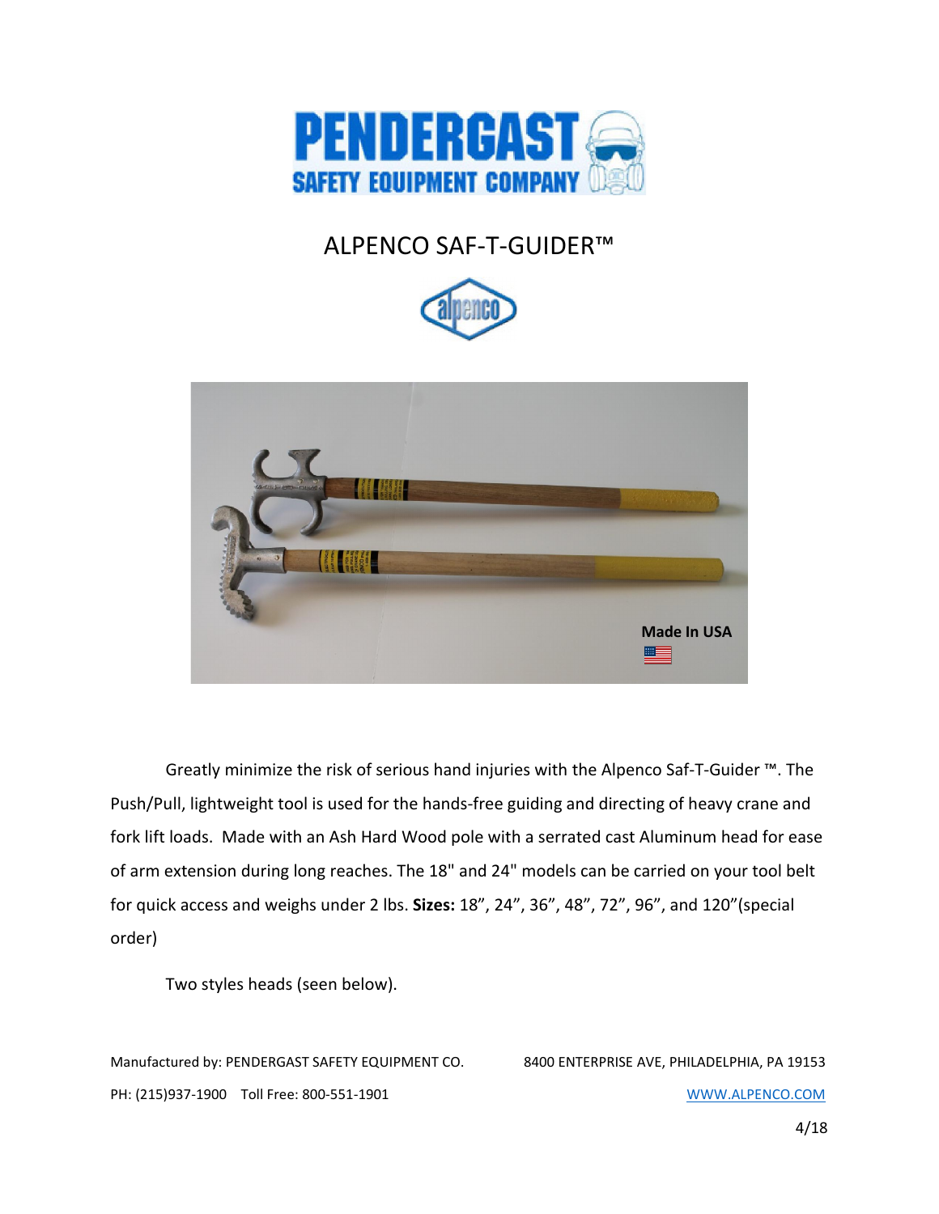PENDERGAST SAFETY EQUIPMENT COMPANY

# ALPENCO SAF-T-GUIDER™

Made In USA

Greatly minimize the risk of serious hand injuries with the Alpenco Saf-T-Guider ™. The Push/Pull, lightweight tool is used for the hands-free guiding and directing of heavy crane and fork lift loads. Made with an Ash Hard Wood pole with a serrated cast Aluminum head for ease of arm extension during long reaches. The 18" and 24" models can be carried on your tool belt for quick access and weighs under 2 lbs. **Sizes:** 18”, 24”, 36”, 48”, 72”, 96”, and 120”(special order)

Two styles heads (seen below).

Manufactured by: PENDERGAST SAFETY EQUIPMENT CO. 8400 ENTERPRISE AVE, PHILADELPHIA, PA 19153

PH: (215)937-1900 Toll Free: 800-551-1901 WWW.ALPENCO.COM

4/18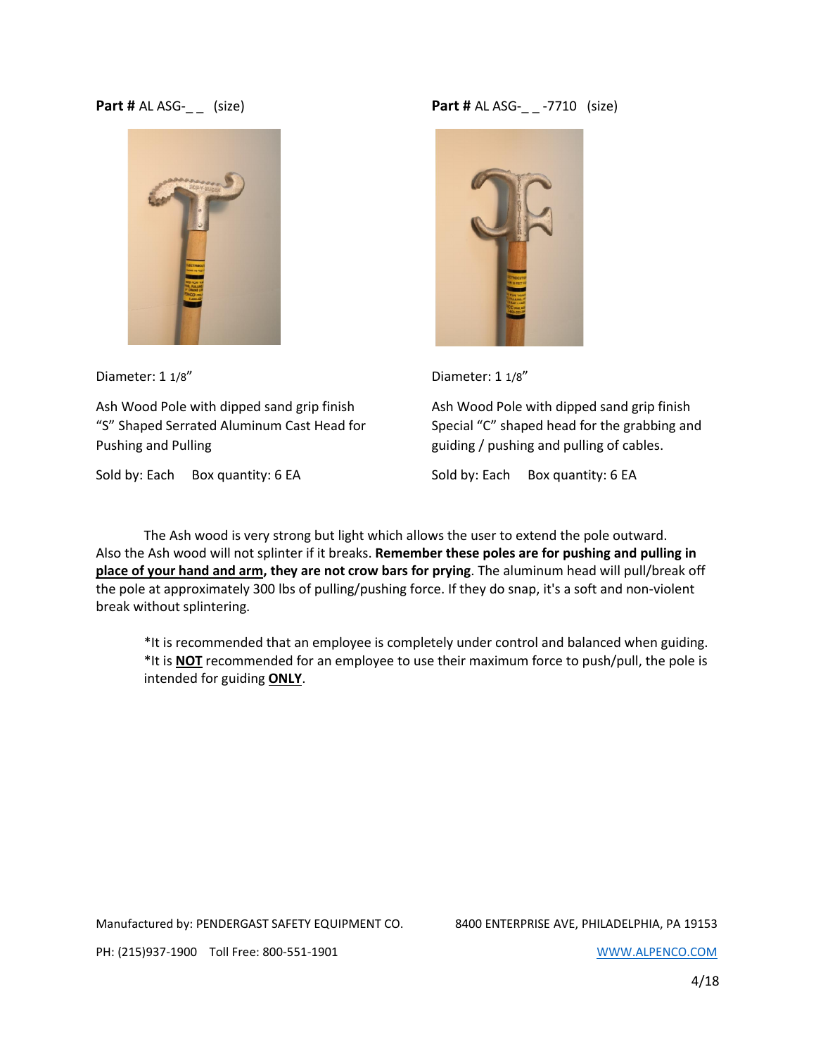**Part #** AL ASG-_ _ (size)

Diameter: 1 1/8"

Ash Wood Pole with dipped sand grip finish
"S" Shaped Serrated Aluminum Cast Head for Pushing and Pulling

Sold by: Each    Box quantity: 6 EA

**Part #** AL ASG-_ _ -7710 (size)

Diameter: 1 1/8"

Ash Wood Pole with dipped sand grip finish
Special "C" shaped head for the grabbing and guiding / pushing and pulling of cables.

Sold by: Each    Box quantity: 6 EA

The Ash wood is very strong but light which allows the user to extend the pole outward. Also the Ash wood will not splinter if it breaks. **Remember these poles are for pushing and pulling in <u>place of your hand and arm</u>, they are not crow bars for prying**. The aluminum head will pull/break off the pole at approximately 300 lbs of pulling/pushing force. If they do snap, it's a soft and non-violent break without splintering.

*It is recommended that an employee is completely under control and balanced when guiding.
*It is **<u>NOT</u>** recommended for an employee to use their maximum force to push/pull, the pole is intended for guiding **<u>ONLY</u>**.

Manufactured by: PENDERGAST SAFETY EQUIPMENT CO.    8400 ENTERPRISE AVE, PHILADELPHIA, PA 19153

PH: (215)937-1900    Toll Free: 800-551-1901    WWW.ALPENCO.COM

4/18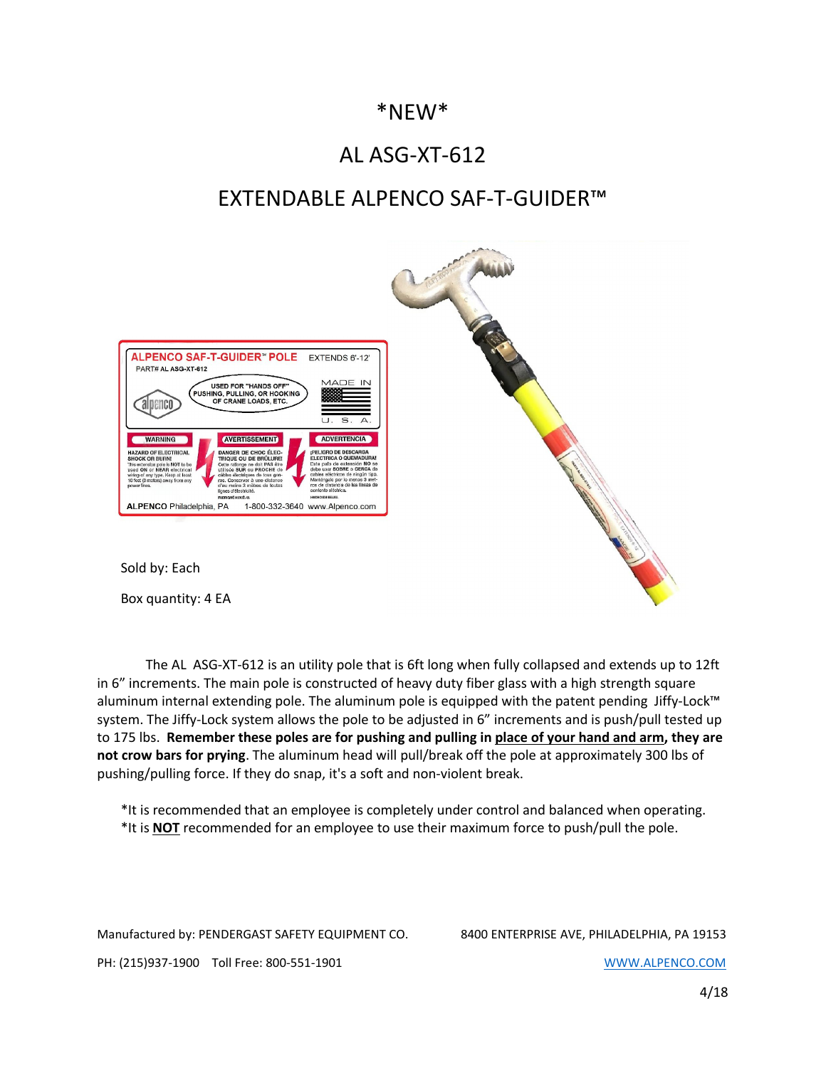# *NEW*

# AL ASG-XT-612

# EXTENDABLE ALPENCO SAF-T-GUIDER™

ALPENCO SAF-T-GUIDER™ POLE EXTENDS 6'-12'
PART# AL ASG-XT-612

USED FOR "HANDS OFF" PUSHING, PULLING, OR HOOKING OF CRANE LOADS, ETC.

MADE IN U. S. A.

WARNING
HAZARD OF ELECTRICAL SHOCK OR BURN
This extension pole is NOT to be used ON or NEAR electrical wiring of any type. Keep at least 10 feet (3 meters) away from any power lines.

AVERTISSEMENT
DANGER DE CHOC ÉLECTRIQUE OU DE BRÛLURE!
Cette rallonge ne doit PAS être utilisée SUR ou PROCHE de câbles électriques de tous genres. Conserver à une distance d'au moins 3 mètres de toutes lignes d'électricité.

ADVERTENCIA
¡PELIGRO DE DESCARGA ELECTRICA O QUEMADURA!
Este palo de extensión NO se debe usar SOBRE o CERCA de cables electricos de ningún tipo. Manténgale por lo menos 3 metros de distancia de las líneas de corriente eléctrica.

ALPENCO Philadelphia, PA 1-800-332-3640 www.Alpenco.com

Sold by: Each

Box quantity: 4 EA

The AL ASG-XT-612 is an utility pole that is 6ft long when fully collapsed and extends up to 12ft in 6" increments. The main pole is constructed of heavy duty fiber glass with a high strength square aluminum internal extending pole. The aluminum pole is equipped with the patent pending Jiffy-Lock™ system. The Jiffy-Lock system allows the pole to be adjusted in 6" increments and is push/pull tested up to 175 lbs. **Remember these poles are for pushing and pulling in place of your hand and arm, they are not crow bars for prying**. The aluminum head will pull/break off the pole at approximately 300 lbs of pushing/pulling force. If they do snap, it's a soft and non-violent break.

*It is recommended that an employee is completely under control and balanced when operating.
*It is **NOT** recommended for an employee to use their maximum force to push/pull the pole.

Manufactured by: PENDERGAST SAFETY EQUIPMENT CO. 8400 ENTERPRISE AVE, PHILADELPHIA, PA 19153

PH: (215)937-1900 Toll Free: 800-551-1901 WWW.ALPENCO.COM

4/18